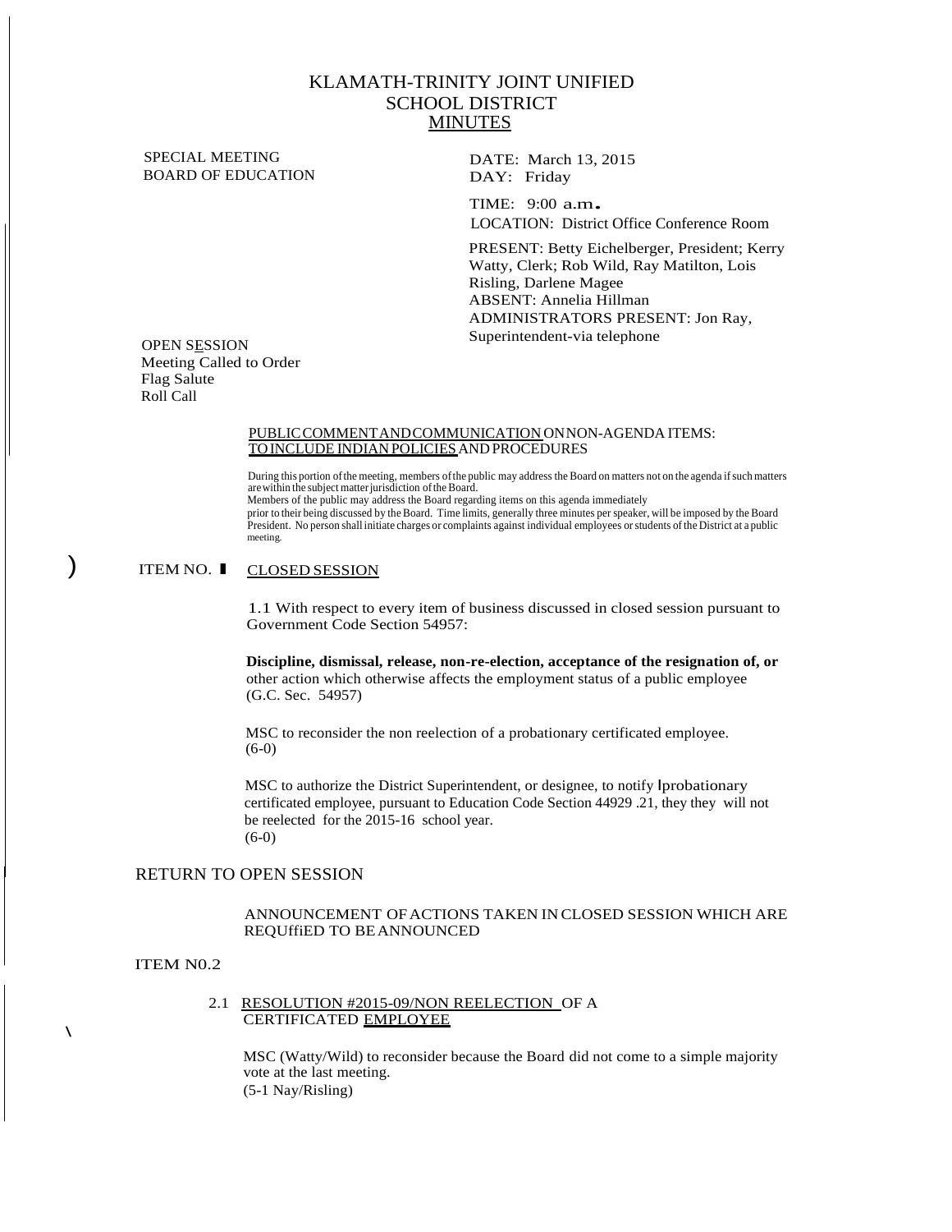# KLAMATH-TRINITY JOINT UNIFIED SCHOOL DISTRICT

## MINUTES

SPECIAL MEETING
BOARD OF EDUCATION

DATE: March 13, 2015
DAY: Friday

TIME: 9:00 a.m.
LOCATION: District Office Conference Room

PRESENT: Betty Eichelberger, President; Kerry Watty, Clerk; Rob Wild, Ray Matilton, Lois Risling, Darlene Magee
ABSENT: Annelia Hillman
ADMINISTRATORS PRESENT: Jon Ray, Superintendent-via telephone

OPEN SESSION
Meeting Called to Order
Flag Salute
Roll Call

PUBLIC COMMENT AND COMMUNICATION ON NON-AGENDA ITEMS: TO INCLUDE INDIAN POLICIES AND PROCEDURES

During this portion of the meeting, members of the public may address the Board on matters not on the agenda if such matters are within the subject matter jurisdiction of the Board.
Members of the public may address the Board regarding items on this agenda immediately prior to their being discussed by the Board. Time limits, generally three minutes per speaker, will be imposed by the Board President. No person shall initiate charges or complaints against individual employees or students of the District at a public meeting.

ITEM NO. 1 CLOSED SESSION

1.1 With respect to every item of business discussed in closed session pursuant to Government Code Section 54957:

**Discipline, dismissal, release, non-re-election, acceptance of the resignation of, or** other action which otherwise affects the employment status of a public employee (G.C. Sec. 54957)

MSC to reconsider the non reelection of a probationary certificated employee.
(6-0)

MSC to authorize the District Superintendent, or designee, to notify lprobationary certificated employee, pursuant to Education Code Section 44929 .21, they they will not be reelected for the 2015-16 school year.
(6-0)

RETURN TO OPEN SESSION

ANNOUNCEMENT OF ACTIONS TAKEN IN CLOSED SESSION WHICH ARE REQUffiED TO BE ANNOUNCED

ITEM N0.2

2.1 RESOLUTION #2015-09/NON REELECTION OF A CERTIFICATED EMPLOYEE

MSC (Watty/Wild) to reconsider because the Board did not come to a simple majority vote at the last meeting.
(5-1 Nay/Risling)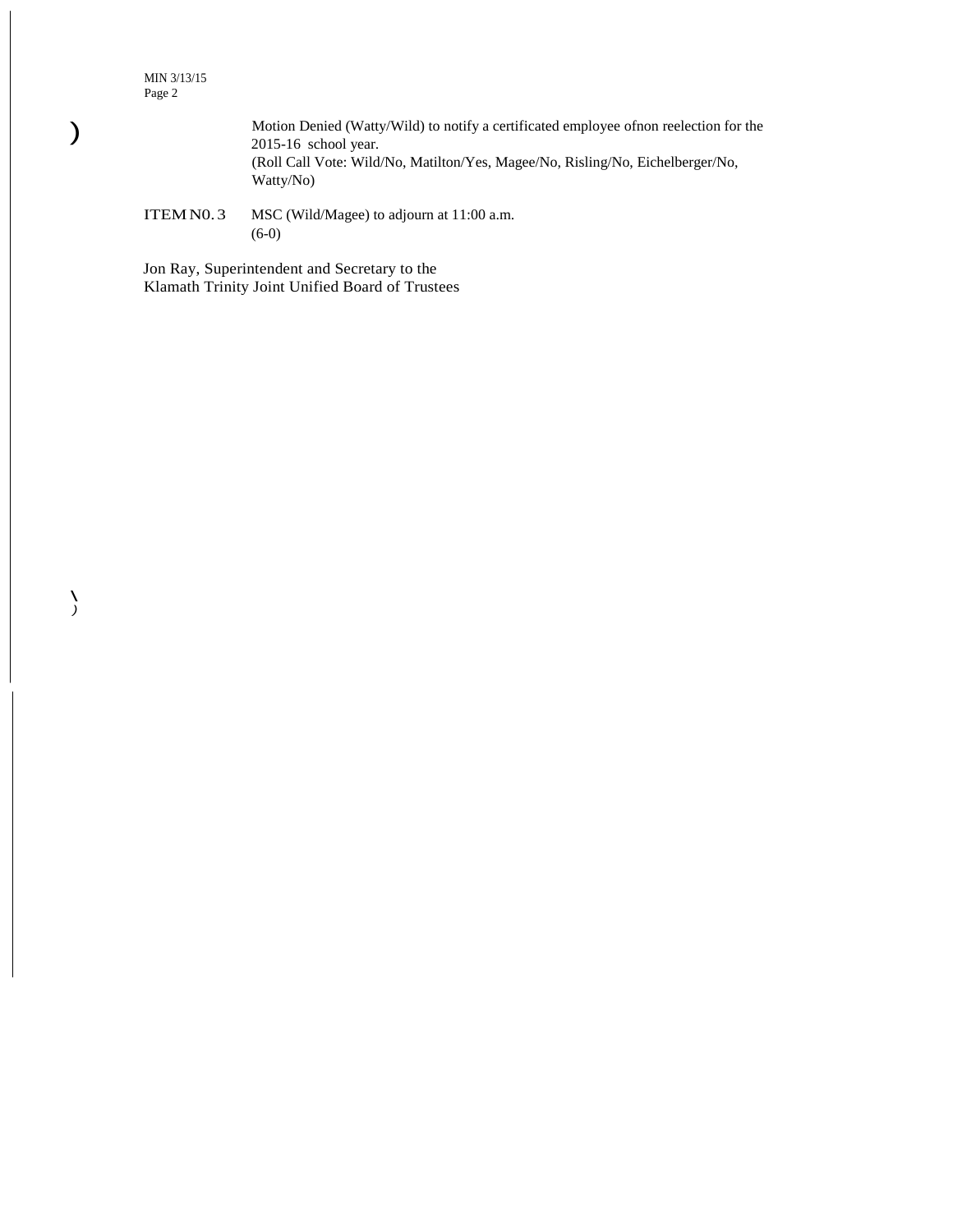Motion Denied (Watty/Wild) to notify a certificated employee ofnon reelection for the 2015-16 school year.
(Roll Call Vote: Wild/No, Matilton/Yes, Magee/No, Risling/No, Eichelberger/No, Watty/No)

ITEM N0. 3 MSC (Wild/Magee) to adjourn at 11:00 a.m.
(6-0)

Jon Ray, Superintendent and Secretary to the
Klamath Trinity Joint Unified Board of Trustees